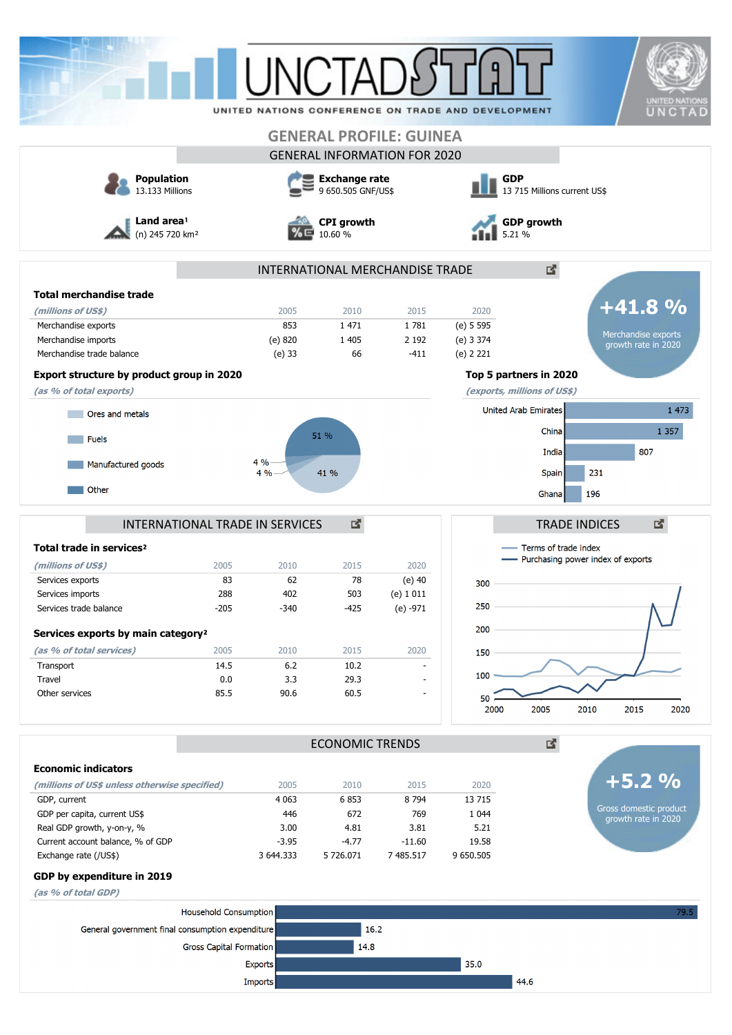# GENERAL PROFILE: GUINEA

## GENERAL INFORMATION FOR 2020

**Population**
13.133 Millions

**Exchange rate**
9 650.505 GNF/US$

**GDP**
13 715 Millions current US$

**Land area**[1]
(n) 245 720 km²

**CPI growth**
10.60 %

**GDP growth**
5.21 %

## INTERNATIONAL MERCHANDISE TRADE

### Total merchandise trade

| *(millions of US$)* | 2005 | 2010 | 2015 | 2020 |
|---|---|---|---|---|
| Merchandise exports | 853 | 1 471 | 1 781 | (e) 5 595 |
| Merchandise imports | (e) 820 | 1 405 | 2 192 | (e) 3 374 |
| Merchandise trade balance | (e) 33 | 66 | -411 | (e) 2 221 |

**+41.8 %**
Merchandise exports growth rate in 2020

### Export structure by product group in 2020

*(as % of total exports)*

- Ores and metals
- Fuels
- Manufactured goods
- Other

51 %, 41 %, 4 %, 4 %

### Top 5 partners in 2020

*(exports, millions of US$)*

| Partner | Exports |
|---|---|
| United Arab Emirates | 1 473 |
| China | 1 357 |
| India | 807 |
| Spain | 231 |
| Ghana | 196 |

## INTERNATIONAL TRADE IN SERVICES

### Total trade in services[2]

| *(millions of US$)* | 2005 | 2010 | 2015 | 2020 |
|---|---|---|---|---|
| Services exports | 83 | 62 | 78 | (e) 40 |
| Services imports | 288 | 402 | 503 | (e) 1 011 |
| Services trade balance | -205 | -340 | -425 | (e) -971 |

### Services exports by main category[2]

| *(as % of total services)* | 2005 | 2010 | 2015 | 2020 |
|---|---|---|---|---|
| Transport | 14.5 | 6.2 | 10.2 | - |
| Travel | 0.0 | 3.3 | 29.3 | - |
| Other services | 85.5 | 90.6 | 60.5 | - |

## TRADE INDICES

- Terms of trade index
- Purchasing power index of exports

## ECONOMIC TRENDS

### Economic indicators

| *(millions of US$ unless otherwise specified)* | 2005 | 2010 | 2015 | 2020 |
|---|---|---|---|---|
| GDP, current | 4 063 | 6 853 | 8 794 | 13 715 |
| GDP per capita, current US$ | 446 | 672 | 769 | 1 044 |
| Real GDP growth, y-on-y, % | 3.00 | 4.81 | 3.81 | 5.21 |
| Current account balance, % of GDP | -3.95 | -4.77 | -11.60 | 19.58 |
| Exchange rate (/US$) | 3 644.333 | 5 726.071 | 7 485.517 | 9 650.505 |

**+5.2 %**
Gross domestic product growth rate in 2020

### GDP by expenditure in 2019

*(as % of total GDP)*

| Component | % |
|---|---|
| Household Consumption | 79.5 |
| General government final consumption expenditure | 16.2 |
| Gross Capital Formation | 14.8 |
| Exports | 35.0 |
| Imports | 44.6 |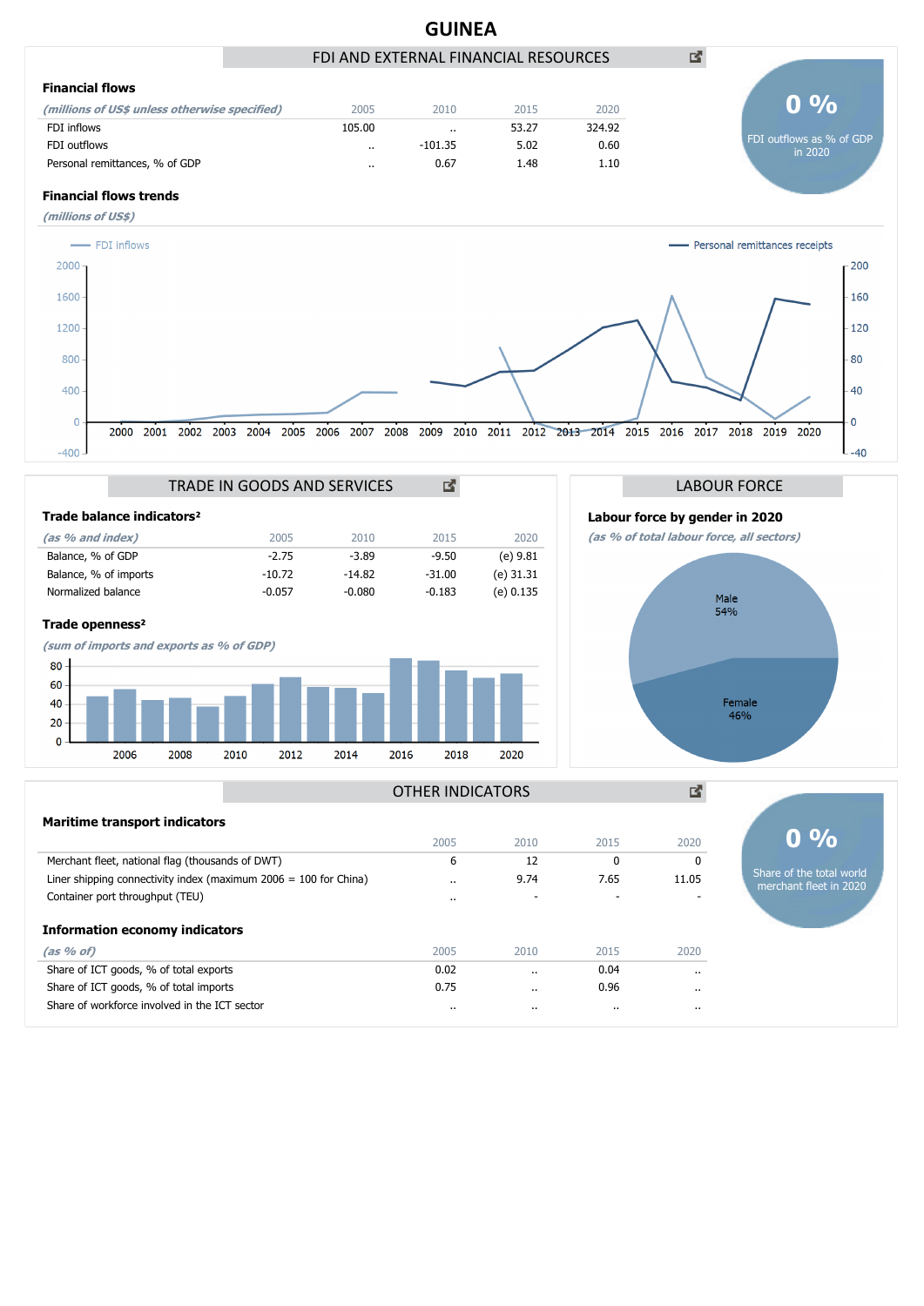# GUINEA

## FDI AND EXTERNAL FINANCIAL RESOURCES

### Financial flows

| *(millions of US$ unless otherwise specified)* | 2005 | 2010 | 2015 | 2020 |
|---|---|---|---|---|
| FDI inflows | 105.00 | .. | 53.27 | 324.92 |
| FDI outflows | .. | -101.35 | 5.02 | 0.60 |
| Personal remittances, % of GDP | .. | 0.67 | 1.48 | 1.10 |

**0 %** FDI outflows as % of GDP in 2020

### Financial flows trends

*(millions of US$)*

FDI inflows — Personal remittances receipts

## TRADE IN GOODS AND SERVICES

### Trade balance indicators²

| *(as % and index)* | 2005 | 2010 | 2015 | 2020 |
|---|---|---|---|---|
| Balance, % of GDP | -2.75 | -3.89 | -9.50 | (e) 9.81 |
| Balance, % of imports | -10.72 | -14.82 | -31.00 | (e) 31.31 |
| Normalized balance | -0.057 | -0.080 | -0.183 | (e) 0.135 |

### Trade openness²

*(sum of imports and exports as % of GDP)*

## LABOUR FORCE

### Labour force by gender in 2020

*(as % of total labour force, all sectors)*

Male 54%

Female 46%

## OTHER INDICATORS

### Maritime transport indicators

| | 2005 | 2010 | 2015 | 2020 |
|---|---|---|---|---|
| Merchant fleet, national flag (thousands of DWT) | 6 | 12 | 0 | 0 |
| Liner shipping connectivity index (maximum 2006 = 100 for China) | .. | 9.74 | 7.65 | 11.05 |
| Container port throughput (TEU) | .. | - | - | - |

**0 %** Share of the total world merchant fleet in 2020

### Information economy indicators

| *(as % of)* | 2005 | 2010 | 2015 | 2020 |
|---|---|---|---|---|
| Share of ICT goods, % of total exports | 0.02 | .. | 0.04 | .. |
| Share of ICT goods, % of total imports | 0.75 | .. | 0.96 | .. |
| Share of workforce involved in the ICT sector | .. | .. | .. | .. |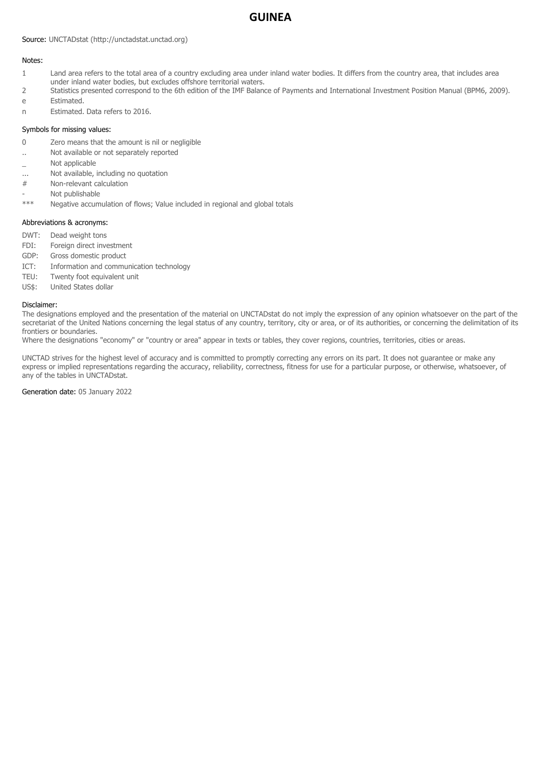# GUINEA

Source: UNCTADstat (http://unctadstat.unctad.org)

Notes:

| | |
|---|---|
| 1 | Land area refers to the total area of a country excluding area under inland water bodies. It differs from the country area, that includes area under inland water bodies, but excludes offshore territorial waters. |
| 2 | Statistics presented correspond to the 6th edition of the IMF Balance of Payments and International Investment Position Manual (BPM6, 2009). |
| e | Estimated. |
| n | Estimated. Data refers to 2016. |

Symbols for missing values:

| | |
|---|---|
| 0 | Zero means that the amount is nil or negligible |
| .. | Not available or not separately reported |
| _ | Not applicable |
| ... | Not available, including no quotation |
| # | Non-relevant calculation |
| - | Not publishable |
| *** | Negative accumulation of flows; Value included in regional and global totals |

Abbreviations & acronyms:

| | |
|---|---|
| DWT: | Dead weight tons |
| FDI: | Foreign direct investment |
| GDP: | Gross domestic product |
| ICT: | Information and communication technology |
| TEU: | Twenty foot equivalent unit |
| US$: | United States dollar |

Disclaimer:

The designations employed and the presentation of the material on UNCTADstat do not imply the expression of any opinion whatsoever on the part of the secretariat of the United Nations concerning the legal status of any country, territory, city or area, or of its authorities, or concerning the delimitation of its frontiers or boundaries.

Where the designations "economy" or "country or area" appear in texts or tables, they cover regions, countries, territories, cities or areas.

UNCTAD strives for the highest level of accuracy and is committed to promptly correcting any errors on its part. It does not guarantee or make any express or implied representations regarding the accuracy, reliability, correctness, fitness for use for a particular purpose, or otherwise, whatsoever, of any of the tables in UNCTADstat.

Generation date: 05 January 2022